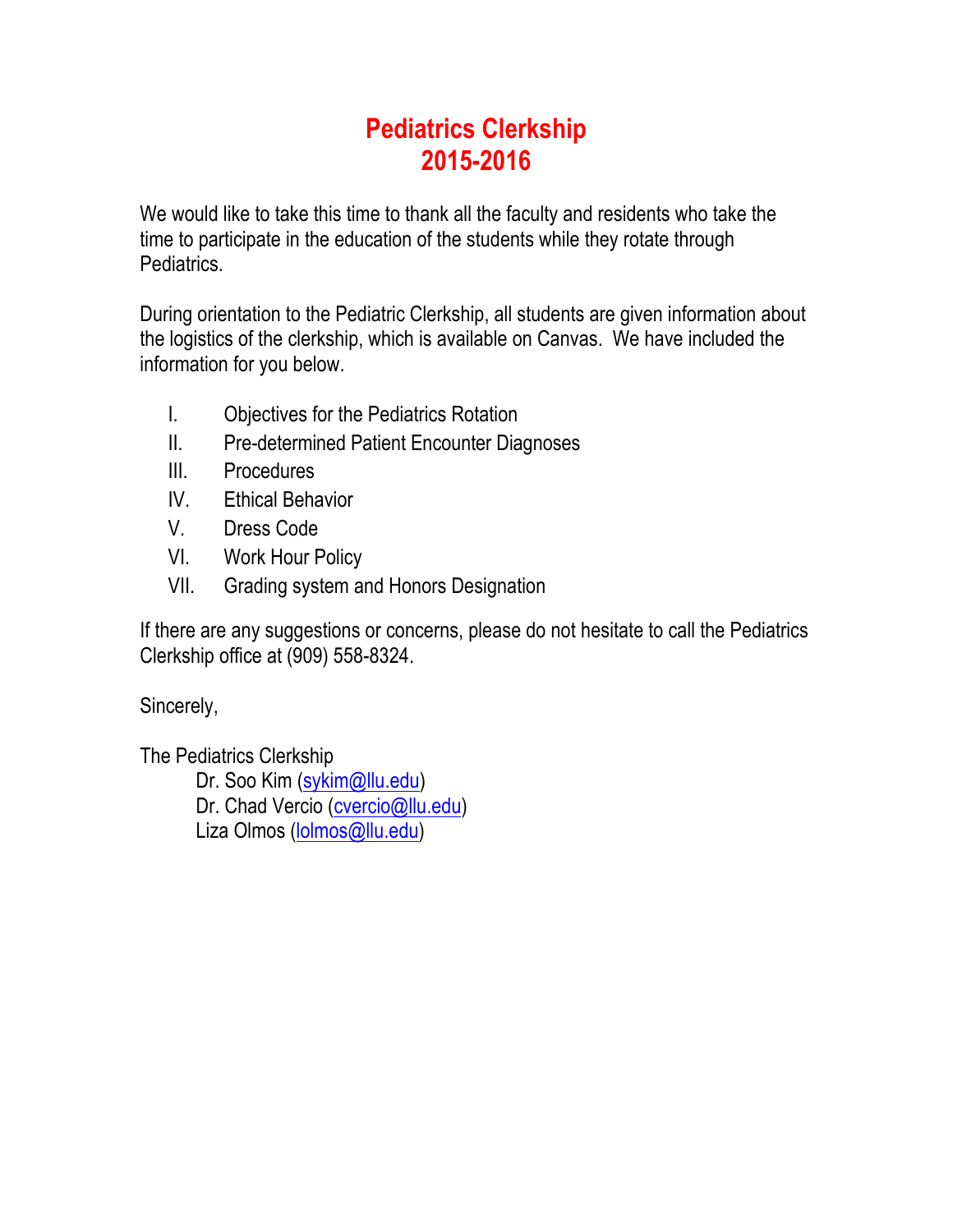# Pediatrics Clerkship
# 2015-2016

We would like to take this time to thank all the faculty and residents who take the time to participate in the education of the students while they rotate through Pediatrics.

During orientation to the Pediatric Clerkship, all students are given information about the logistics of the clerkship, which is available on Canvas. We have included the information for you below.

I. Objectives for the Pediatrics Rotation
II. Pre-determined Patient Encounter Diagnoses
III. Procedures
IV. Ethical Behavior
V. Dress Code
VI. Work Hour Policy
VII. Grading system and Honors Designation

If there are any suggestions or concerns, please do not hesitate to call the Pediatrics Clerkship office at (909) 558-8324.

Sincerely,

The Pediatrics Clerkship
Dr. Soo Kim (sykim@llu.edu)
Dr. Chad Vercio (cvercio@llu.edu)
Liza Olmos (lolmos@llu.edu)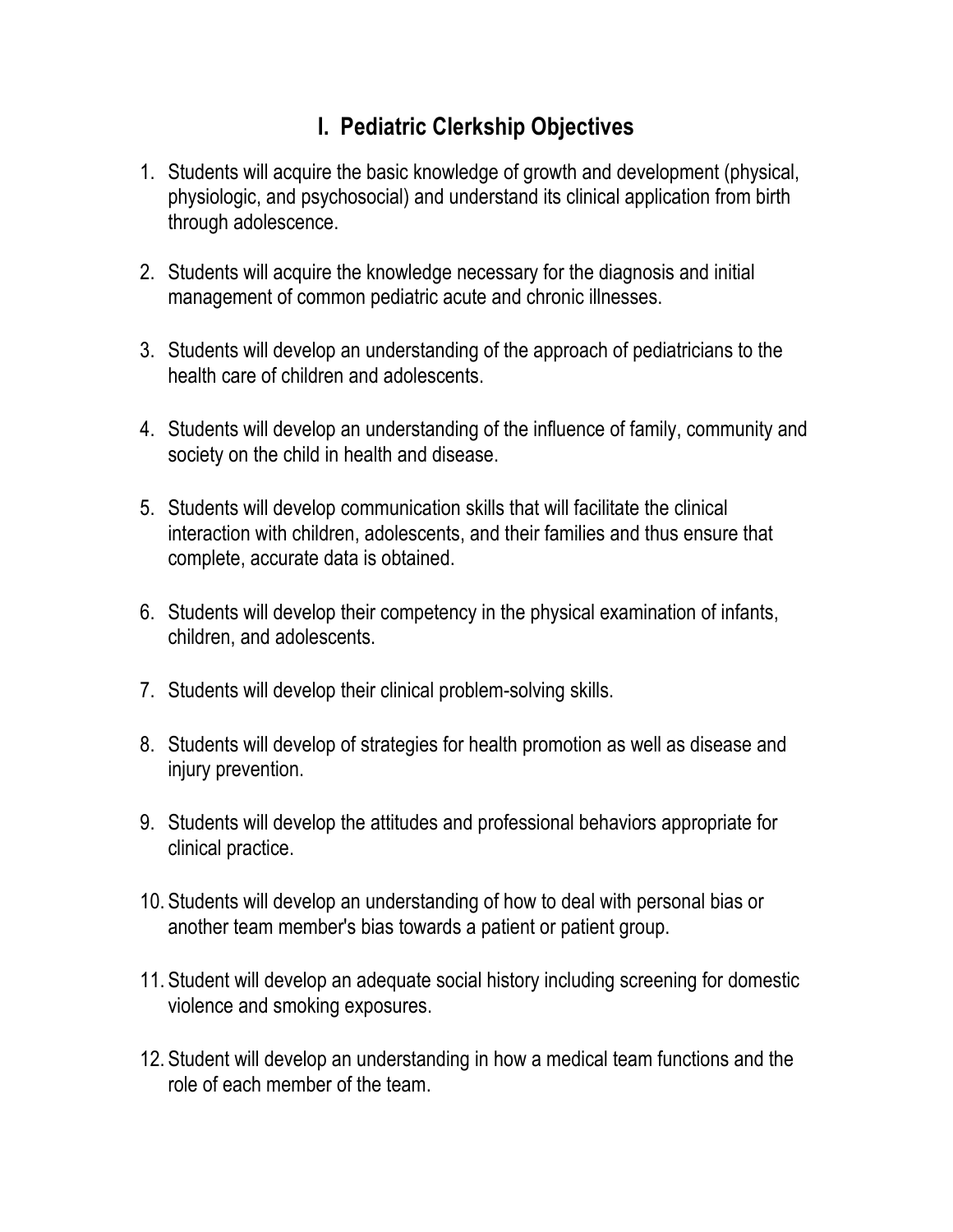# I. Pediatric Clerkship Objectives

1. Students will acquire the basic knowledge of growth and development (physical, physiologic, and psychosocial) and understand its clinical application from birth through adolescence.

2. Students will acquire the knowledge necessary for the diagnosis and initial management of common pediatric acute and chronic illnesses.

3. Students will develop an understanding of the approach of pediatricians to the health care of children and adolescents.

4. Students will develop an understanding of the influence of family, community and society on the child in health and disease.

5. Students will develop communication skills that will facilitate the clinical interaction with children, adolescents, and their families and thus ensure that complete, accurate data is obtained.

6. Students will develop their competency in the physical examination of infants, children, and adolescents.

7. Students will develop their clinical problem-solving skills.

8. Students will develop of strategies for health promotion as well as disease and injury prevention.

9. Students will develop the attitudes and professional behaviors appropriate for clinical practice.

10. Students will develop an understanding of how to deal with personal bias or another team member's bias towards a patient or patient group.

11. Student will develop an adequate social history including screening for domestic violence and smoking exposures.

12. Student will develop an understanding in how a medical team functions and the role of each member of the team.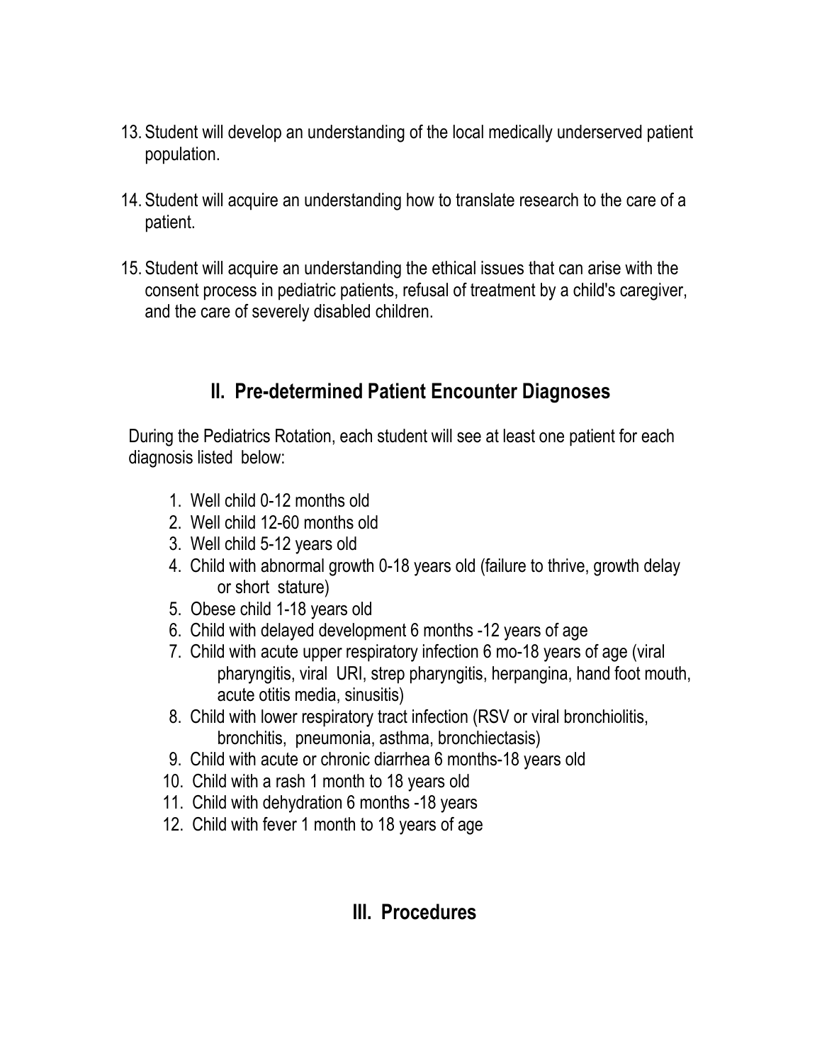13. Student will develop an understanding of the local medically underserved patient population.

14. Student will acquire an understanding how to translate research to the care of a patient.

15. Student will acquire an understanding the ethical issues that can arise with the consent process in pediatric patients, refusal of treatment by a child's caregiver, and the care of severely disabled children.

## II. Pre-determined Patient Encounter Diagnoses

During the Pediatrics Rotation, each student will see at least one patient for each diagnosis listed below:

1. Well child 0-12 months old
2. Well child 12-60 months old
3. Well child 5-12 years old
4. Child with abnormal growth 0-18 years old (failure to thrive, growth delay or short stature)
5. Obese child 1-18 years old
6. Child with delayed development 6 months -12 years of age
7. Child with acute upper respiratory infection 6 mo-18 years of age (viral pharyngitis, viral URI, strep pharyngitis, herpangina, hand foot mouth, acute otitis media, sinusitis)
8. Child with lower respiratory tract infection (RSV or viral bronchiolitis, bronchitis, pneumonia, asthma, bronchiectasis)
9. Child with acute or chronic diarrhea 6 months-18 years old
10. Child with a rash 1 month to 18 years old
11. Child with dehydration 6 months -18 years
12. Child with fever 1 month to 18 years of age

## III. Procedures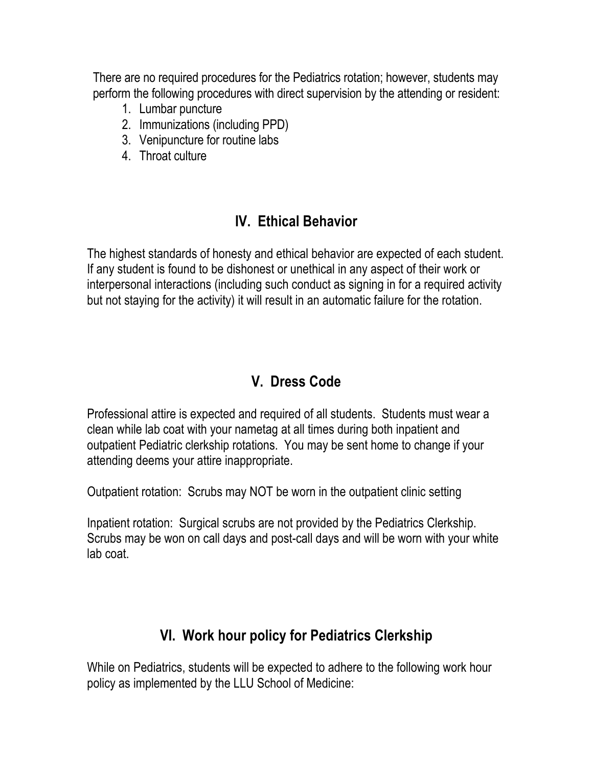There are no required procedures for the Pediatrics rotation; however, students may perform the following procedures with direct supervision by the attending or resident:

1. Lumbar puncture
2. Immunizations (including PPD)
3. Venipuncture for routine labs
4. Throat culture

## IV. Ethical Behavior

The highest standards of honesty and ethical behavior are expected of each student. If any student is found to be dishonest or unethical in any aspect of their work or interpersonal interactions (including such conduct as signing in for a required activity but not staying for the activity) it will result in an automatic failure for the rotation.

## V. Dress Code

Professional attire is expected and required of all students. Students must wear a clean while lab coat with your nametag at all times during both inpatient and outpatient Pediatric clerkship rotations. You may be sent home to change if your attending deems your attire inappropriate.

Outpatient rotation: Scrubs may NOT be worn in the outpatient clinic setting

Inpatient rotation: Surgical scrubs are not provided by the Pediatrics Clerkship. Scrubs may be won on call days and post-call days and will be worn with your white lab coat.

## VI. Work hour policy for Pediatrics Clerkship

While on Pediatrics, students will be expected to adhere to the following work hour policy as implemented by the LLU School of Medicine: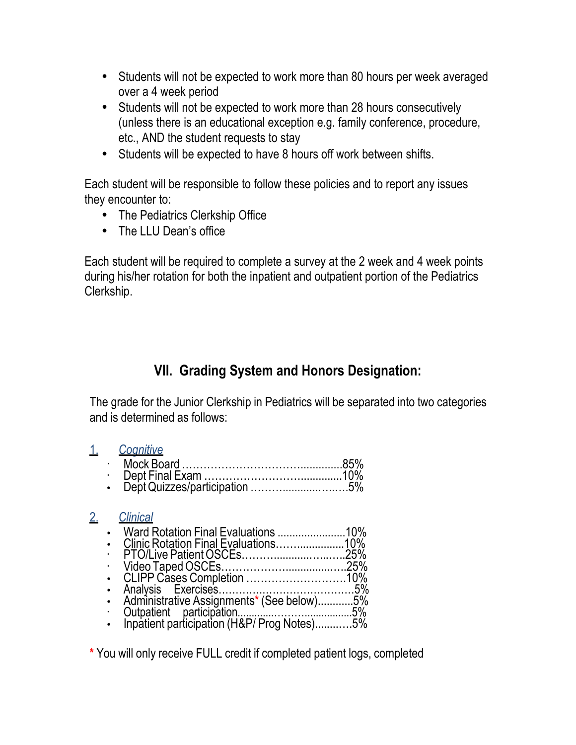- Students will not be expected to work more than 80 hours per week averaged over a 4 week period
- Students will not be expected to work more than 28 hours consecutively (unless there is an educational exception e.g. family conference, procedure, etc., AND the student requests to stay
- Students will be expected to have 8 hours off work between shifts.

Each student will be responsible to follow these policies and to report any issues they encounter to:

- The Pediatrics Clerkship Office
- The LLU Dean's office

Each student will be required to complete a survey at the 2 week and 4 week points during his/her rotation for both the inpatient and outpatient portion of the Pediatrics Clerkship.

## VII. Grading System and Honors Designation:

The grade for the Junior Clerkship in Pediatrics will be separated into two categories and is determined as follows:

1. *Cognitive*
   - Mock Board ..........................................85%
   - Dept Final Exam ....................................10%
   - Dept Quizzes/participation .........................5%

2. *Clinical*
   - Ward Rotation Final Evaluations .......................10%
   - Clinic Rotation Final Evaluations.......................10%
   - PTO/Live Patient OSCEs..................................25%
   - Video Taped OSCEs.......................................25%
   - CLIPP Cases Completion ................................10%
   - Analysis Exercises.........................................5%
   - Administrative Assignments* (See below)............5%
   - Outpatient participation....................................5%
   - Inpatient participation (H&P/ Prog Notes)............5%

\* You will only receive FULL credit if completed patient logs, completed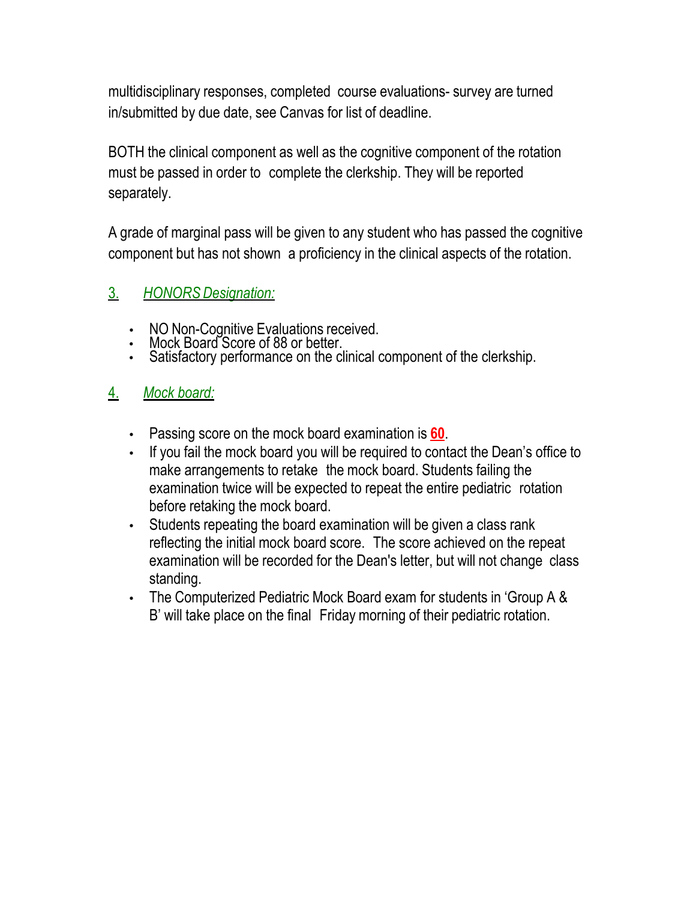multidisciplinary responses, completed course evaluations- survey are turned in/submitted by due date, see Canvas for list of deadline.

BOTH the clinical component as well as the cognitive component of the rotation must be passed in order to complete the clerkship. They will be reported separately.

A grade of marginal pass will be given to any student who has passed the cognitive component but has not shown a proficiency in the clinical aspects of the rotation.

## 3. *HONORS Designation:*

- NO Non-Cognitive Evaluations received.
- Mock Board Score of 88 or better.
- Satisfactory performance on the clinical component of the clerkship.

## 4. *Mock board:*

- Passing score on the mock board examination is **60**.
- If you fail the mock board you will be required to contact the Dean's office to make arrangements to retake the mock board. Students failing the examination twice will be expected to repeat the entire pediatric rotation before retaking the mock board.
- Students repeating the board examination will be given a class rank reflecting the initial mock board score. The score achieved on the repeat examination will be recorded for the Dean's letter, but will not change class standing.
- The Computerized Pediatric Mock Board exam for students in 'Group A & B' will take place on the final Friday morning of their pediatric rotation.